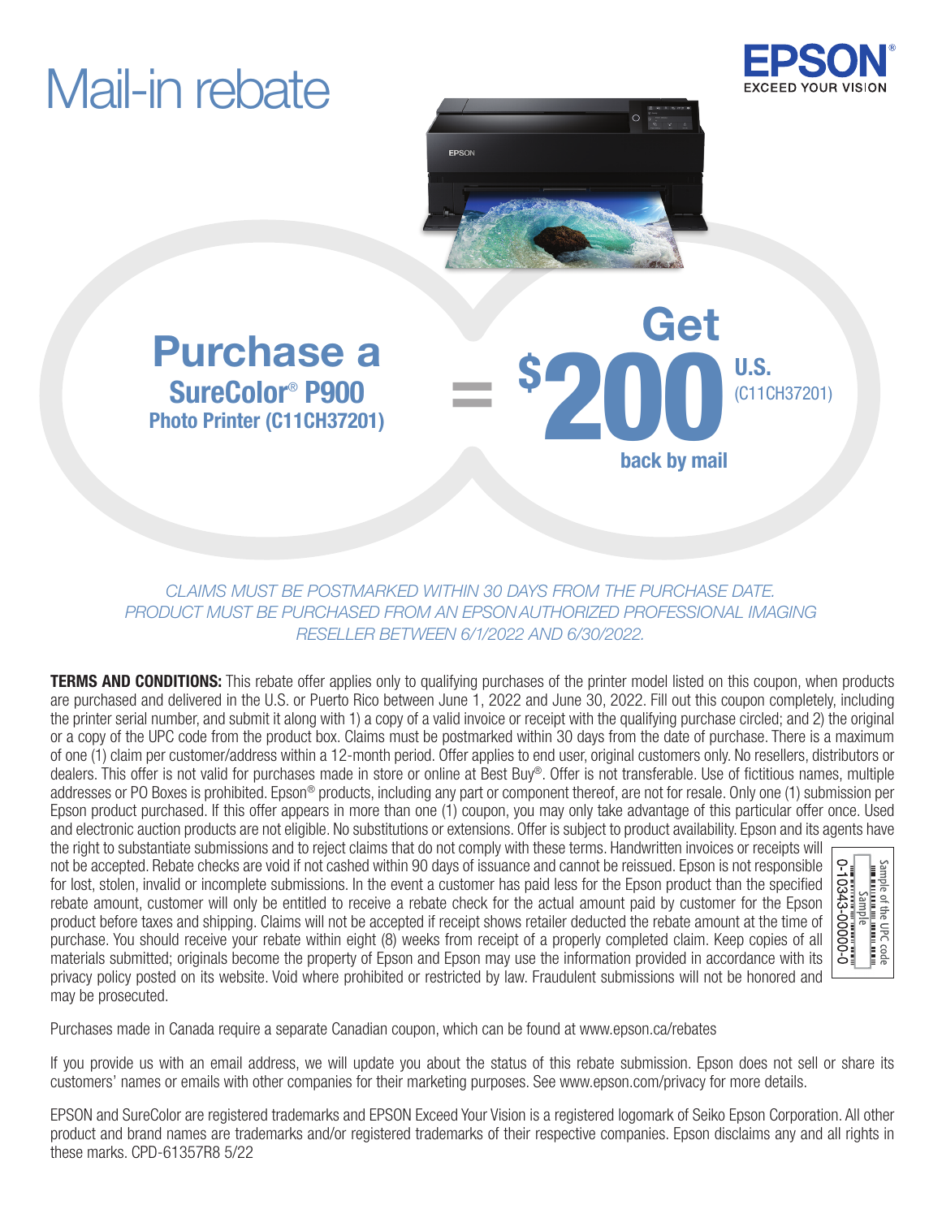# Mail-in rebate

EPSON
EXCEED YOUR VISION

## Purchase a SureColor® P900 Photo Printer (C11CH37201)

## = Get $200 U.S. (C11CH37201) back by mail

*CLAIMS MUST BE POSTMARKED WITHIN 30 DAYS FROM THE PURCHASE DATE. PRODUCT MUST BE PURCHASED FROM AN EPSON AUTHORIZED PROFESSIONAL IMAGING RESELLER BETWEEN 6/1/2022 AND 6/30/2022.*

**TERMS AND CONDITIONS:** This rebate offer applies only to qualifying purchases of the printer model listed on this coupon, when products are purchased and delivered in the U.S. or Puerto Rico between June 1, 2022 and June 30, 2022. Fill out this coupon completely, including the printer serial number, and submit it along with 1) a copy of a valid invoice or receipt with the qualifying purchase circled; and 2) the original or a copy of the UPC code from the product box. Claims must be postmarked within 30 days from the date of purchase. There is a maximum of one (1) claim per customer/address within a 12-month period. Offer applies to end user, original customers only. No resellers, distributors or dealers. This offer is not valid for purchases made in store or online at Best Buy®. Offer is not transferable. Use of fictitious names, multiple addresses or PO Boxes is prohibited. Epson® products, including any part or component thereof, are not for resale. Only one (1) submission per Epson product purchased. If this offer appears in more than one (1) coupon, you may only take advantage of this particular offer once. Used and electronic auction products are not eligible. No substitutions or extensions. Offer is subject to product availability. Epson and its agents have the right to substantiate submissions and to reject claims that do not comply with these terms. Handwritten invoices or receipts will not be accepted. Rebate checks are void if not cashed within 90 days of issuance and cannot be reissued. Epson is not responsible for lost, stolen, invalid or incomplete submissions. In the event a customer has paid less for the Epson product than the specified rebate amount, customer will only be entitled to receive a rebate check for the actual amount paid by customer for the Epson product before taxes and shipping. Claims will not be accepted if receipt shows retailer deducted the rebate amount at the time of purchase. You should receive your rebate within eight (8) weeks from receipt of a properly completed claim. Keep copies of all materials submitted; originals become the property of Epson and Epson may use the information provided in accordance with its privacy policy posted on its website. Void where prohibited or restricted by law. Fraudulent submissions will not be honored and may be prosecuted.

Sample of the UPC code
Sample
0-10343-00000-0

Purchases made in Canada require a separate Canadian coupon, which can be found at www.epson.ca/rebates

If you provide us with an email address, we will update you about the status of this rebate submission. Epson does not sell or share its customers' names or emails with other companies for their marketing purposes. See www.epson.com/privacy for more details.

EPSON and SureColor are registered trademarks and EPSON Exceed Your Vision is a registered logomark of Seiko Epson Corporation. All other product and brand names are trademarks and/or registered trademarks of their respective companies. Epson disclaims any and all rights in these marks. CPD-61357R8 5/22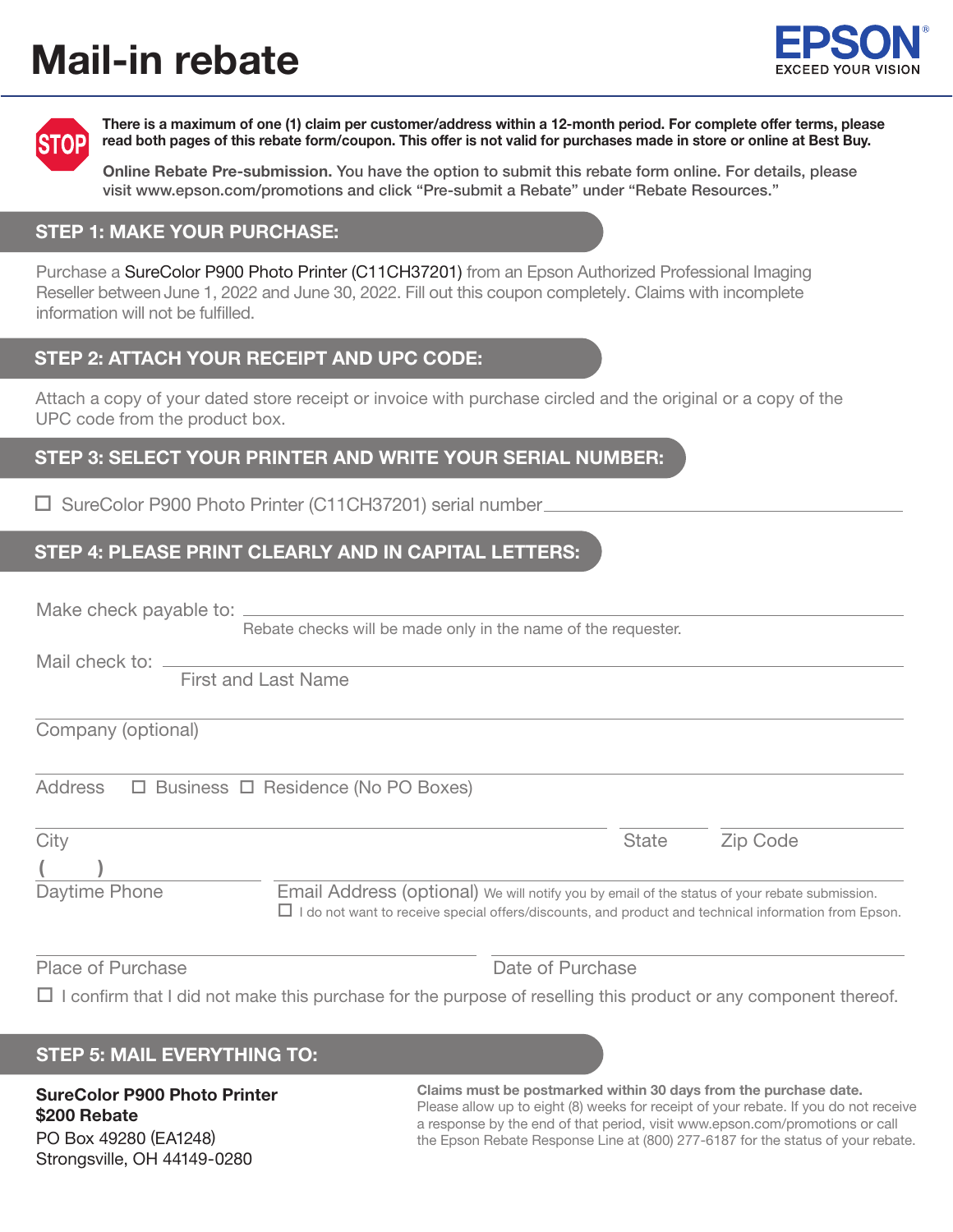# Mail-in rebate

EPSON
EXCEED YOUR VISION

STOP

**There is a maximum of one (1) claim per customer/address within a 12-month period. For complete offer terms, please read both pages of this rebate form/coupon. This offer is not valid for purchases made in store or online at Best Buy.**

**Online Rebate Pre-submission.** You have the option to submit this rebate form online. For details, please visit www.epson.com/promotions and click "Pre-submit a Rebate" under "Rebate Resources."

## STEP 1: MAKE YOUR PURCHASE:

Purchase a SureColor P900 Photo Printer (C11CH37201) from an Epson Authorized Professional Imaging Reseller between June 1, 2022 and June 30, 2022. Fill out this coupon completely. Claims with incomplete information will not be fulfilled.

## STEP 2: ATTACH YOUR RECEIPT AND UPC CODE:

Attach a copy of your dated store receipt or invoice with purchase circled and the original or a copy of the UPC code from the product box.

## STEP 3: SELECT YOUR PRINTER AND WRITE YOUR SERIAL NUMBER:

☐ SureColor P900 Photo Printer (C11CH37201) serial number ____________________

## STEP 4: PLEASE PRINT CLEARLY AND IN CAPITAL LETTERS:

Make check payable to: ____________________
Rebate checks will be made only in the name of the requester.

Mail check to: ____________________
First and Last Name

____________________
Company (optional)

____________________
Address ☐ Business ☐ Residence (No PO Boxes)

____________________
City State Zip Code

(     )
Daytime Phone

Email Address (optional) We will notify you by email of the status of your rebate submission.
☐ I do not want to receive special offers/discounts, and product and technical information from Epson.

____________________
Place of Purchase

____________________
Date of Purchase

☐ I confirm that I did not make this purchase for the purpose of reselling this product or any component thereof.

## STEP 5: MAIL EVERYTHING TO:

**SureColor P900 Photo Printer**
**$200 Rebate**
PO Box 49280 (EA1248)
Strongsville, OH 44149-0280

**Claims must be postmarked within 30 days from the purchase date.**
Please allow up to eight (8) weeks for receipt of your rebate. If you do not receive a response by the end of that period, visit www.epson.com/promotions or call the Epson Rebate Response Line at (800) 277-6187 for the status of your rebate.